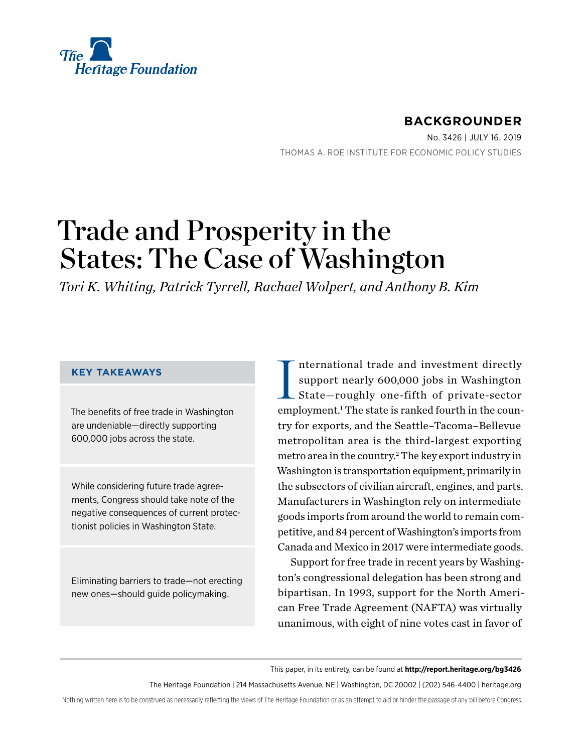The Heritage Foundation

**BACKGROUNDER**

No. 3426 | JULY 16, 2019

THOMAS A. ROE INSTITUTE FOR ECONOMIC POLICY STUDIES

# Trade and Prosperity in the States: The Case of Washington

*Tori K. Whiting, Patrick Tyrrell, Rachael Wolpert, and Anthony B. Kim*

### KEY TAKEAWAYS

The benefits of free trade in Washington are undeniable—directly supporting 600,000 jobs across the state.

While considering future trade agreements, Congress should take note of the negative consequences of current protectionist policies in Washington State.

Eliminating barriers to trade—not erecting new ones—should guide policymaking.

International trade and investment directly support nearly 600,000 jobs in Washington State—roughly one-fifth of private-sector employment.[1] The state is ranked fourth in the country for exports, and the Seattle–Tacoma–Bellevue metropolitan area is the third-largest exporting metro area in the country.[2] The key export industry in Washington is transportation equipment, primarily in the subsectors of civilian aircraft, engines, and parts. Manufacturers in Washington rely on intermediate goods imports from around the world to remain competitive, and 84 percent of Washington's imports from Canada and Mexico in 2017 were intermediate goods.

Support for free trade in recent years by Washington's congressional delegation has been strong and bipartisan. In 1993, support for the North American Free Trade Agreement (NAFTA) was virtually unanimous, with eight of nine votes cast in favor of

This paper, in its entirety, can be found at **http://report.heritage.org/bg3426**

The Heritage Foundation | 214 Massachusetts Avenue, NE | Washington, DC 20002 | (202) 546-4400 | heritage.org

Nothing written here is to be construed as necessarily reflecting the views of The Heritage Foundation or as an attempt to aid or hinder the passage of any bill before Congress.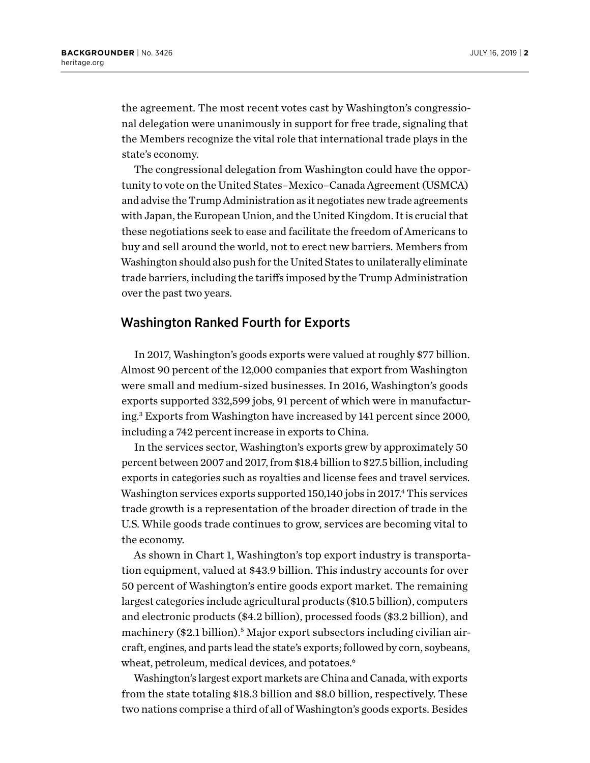the agreement. The most recent votes cast by Washington's congressional delegation were unanimously in support for free trade, signaling that the Members recognize the vital role that international trade plays in the state's economy.

The congressional delegation from Washington could have the opportunity to vote on the United States–Mexico–Canada Agreement (USMCA) and advise the Trump Administration as it negotiates new trade agreements with Japan, the European Union, and the United Kingdom. It is crucial that these negotiations seek to ease and facilitate the freedom of Americans to buy and sell around the world, not to erect new barriers. Members from Washington should also push for the United States to unilaterally eliminate trade barriers, including the tariffs imposed by the Trump Administration over the past two years.

## Washington Ranked Fourth for Exports

In 2017, Washington's goods exports were valued at roughly $77 billion. Almost 90 percent of the 12,000 companies that export from Washington were small and medium-sized businesses. In 2016, Washington's goods exports supported 332,599 jobs, 91 percent of which were in manufacturing.[3] Exports from Washington have increased by 141 percent since 2000, including a 742 percent increase in exports to China.

In the services sector, Washington's exports grew by approximately 50 percent between 2007 and 2017, from $18.4 billion to $27.5 billion, including exports in categories such as royalties and license fees and travel services. Washington services exports supported 150,140 jobs in 2017.[4] This services trade growth is a representation of the broader direction of trade in the U.S. While goods trade continues to grow, services are becoming vital to the economy.

As shown in Chart 1, Washington's top export industry is transportation equipment, valued at $43.9 billion. This industry accounts for over 50 percent of Washington's entire goods export market. The remaining largest categories include agricultural products ($10.5 billion), computers and electronic products ($4.2 billion), processed foods ($3.2 billion), and machinery ($2.1 billion).[5] Major export subsectors including civilian aircraft, engines, and parts lead the state's exports; followed by corn, soybeans, wheat, petroleum, medical devices, and potatoes.[6]

Washington's largest export markets are China and Canada, with exports from the state totaling $18.3 billion and $8.0 billion, respectively. These two nations comprise a third of all of Washington's goods exports. Besides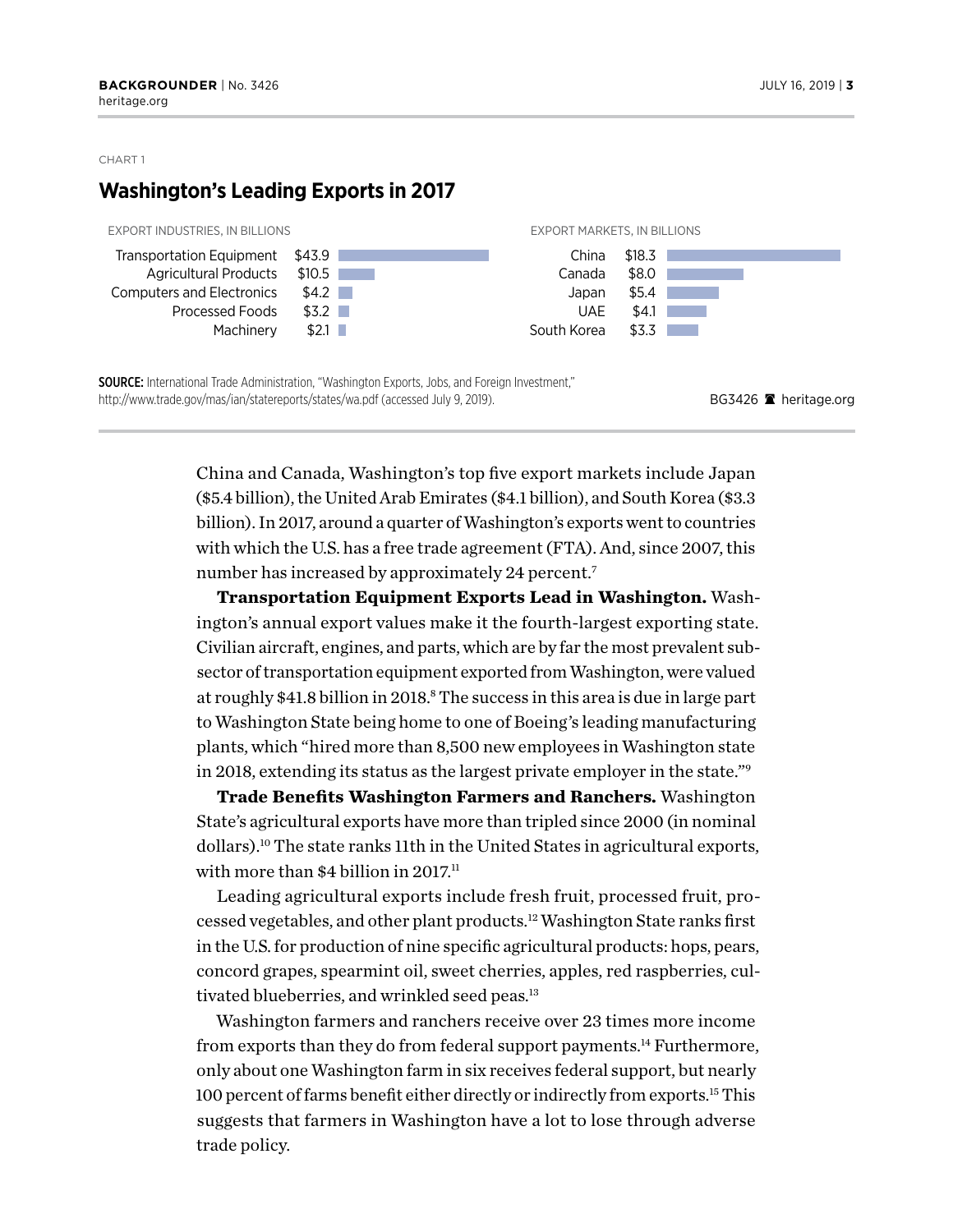CHART 1

## Washington's Leading Exports in 2017

EXPORT INDUSTRIES, IN BILLIONS

| Industry | Value |
| --- | --- |
| Transportation Equipment | $43.9 |
| Agricultural Products | $10.5 |
| Computers and Electronics | $4.2 |
| Processed Foods | $3.2 |
| Machinery | $2.1 |

EXPORT MARKETS, IN BILLIONS

| Market | Value |
| --- | --- |
| China | $18.3 |
| Canada | $8.0 |
| Japan | $5.4 |
| UAE | $4.1 |
| South Korea | $3.3 |

**SOURCE:** International Trade Administration, "Washington Exports, Jobs, and Foreign Investment," http://www.trade.gov/mas/ian/statereports/states/wa.pdf (accessed July 9, 2019).

BG3426 heritage.org

China and Canada, Washington's top five export markets include Japan ($5.4 billion), the United Arab Emirates ($4.1 billion), and South Korea ($3.3 billion). In 2017, around a quarter of Washington's exports went to countries with which the U.S. has a free trade agreement (FTA). And, since 2007, this number has increased by approximately 24 percent.[7]

**Transportation Equipment Exports Lead in Washington.** Washington's annual export values make it the fourth-largest exporting state. Civilian aircraft, engines, and parts, which are by far the most prevalent subsector of transportation equipment exported from Washington, were valued at roughly $41.8 billion in 2018.[8] The success in this area is due in large part to Washington State being home to one of Boeing's leading manufacturing plants, which "hired more than 8,500 new employees in Washington state in 2018, extending its status as the largest private employer in the state."[9]

**Trade Benefits Washington Farmers and Ranchers.** Washington State's agricultural exports have more than tripled since 2000 (in nominal dollars).[10] The state ranks 11th in the United States in agricultural exports, with more than $4 billion in 2017.[11]

Leading agricultural exports include fresh fruit, processed fruit, processed vegetables, and other plant products.[12] Washington State ranks first in the U.S. for production of nine specific agricultural products: hops, pears, concord grapes, spearmint oil, sweet cherries, apples, red raspberries, cultivated blueberries, and wrinkled seed peas.[13]

Washington farmers and ranchers receive over 23 times more income from exports than they do from federal support payments.[14] Furthermore, only about one Washington farm in six receives federal support, but nearly 100 percent of farms benefit either directly or indirectly from exports.[15] This suggests that farmers in Washington have a lot to lose through adverse trade policy.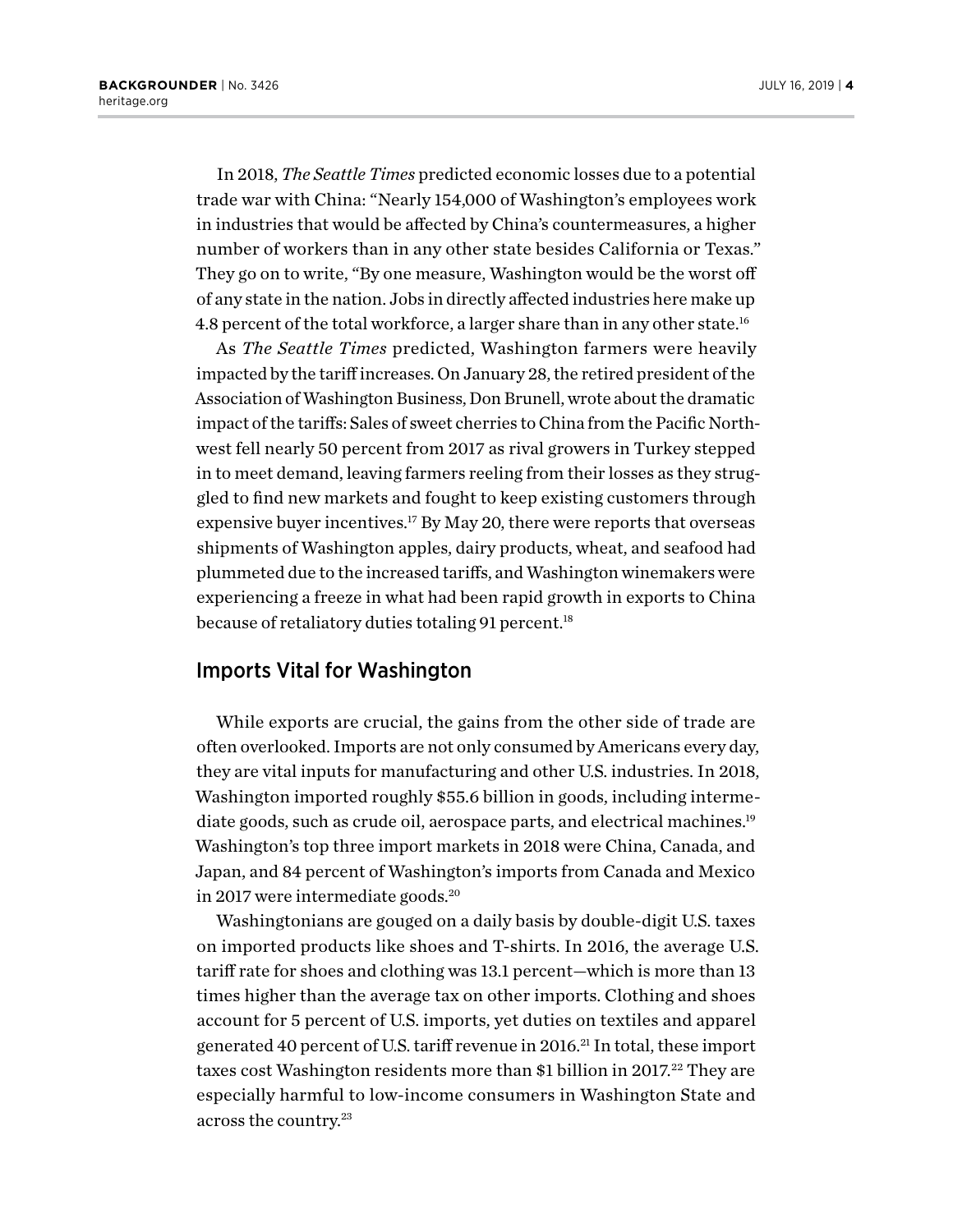In 2018, *The Seattle Times* predicted economic losses due to a potential trade war with China: "Nearly 154,000 of Washington's employees work in industries that would be affected by China's countermeasures, a higher number of workers than in any other state besides California or Texas." They go on to write, "By one measure, Washington would be the worst off of any state in the nation. Jobs in directly affected industries here make up 4.8 percent of the total workforce, a larger share than in any other state.[16]

As *The Seattle Times* predicted, Washington farmers were heavily impacted by the tariff increases. On January 28, the retired president of the Association of Washington Business, Don Brunell, wrote about the dramatic impact of the tariffs: Sales of sweet cherries to China from the Pacific Northwest fell nearly 50 percent from 2017 as rival growers in Turkey stepped in to meet demand, leaving farmers reeling from their losses as they struggled to find new markets and fought to keep existing customers through expensive buyer incentives.[17] By May 20, there were reports that overseas shipments of Washington apples, dairy products, wheat, and seafood had plummeted due to the increased tariffs, and Washington winemakers were experiencing a freeze in what had been rapid growth in exports to China because of retaliatory duties totaling 91 percent.[18]

## Imports Vital for Washington

While exports are crucial, the gains from the other side of trade are often overlooked. Imports are not only consumed by Americans every day, they are vital inputs for manufacturing and other U.S. industries. In 2018, Washington imported roughly $55.6 billion in goods, including intermediate goods, such as crude oil, aerospace parts, and electrical machines.[19] Washington's top three import markets in 2018 were China, Canada, and Japan, and 84 percent of Washington's imports from Canada and Mexico in 2017 were intermediate goods.[20]

Washingtonians are gouged on a daily basis by double-digit U.S. taxes on imported products like shoes and T-shirts. In 2016, the average U.S. tariff rate for shoes and clothing was 13.1 percent—which is more than 13 times higher than the average tax on other imports. Clothing and shoes account for 5 percent of U.S. imports, yet duties on textiles and apparel generated 40 percent of U.S. tariff revenue in 2016.[21] In total, these import taxes cost Washington residents more than $1 billion in 2017.[22] They are especially harmful to low-income consumers in Washington State and across the country.[23]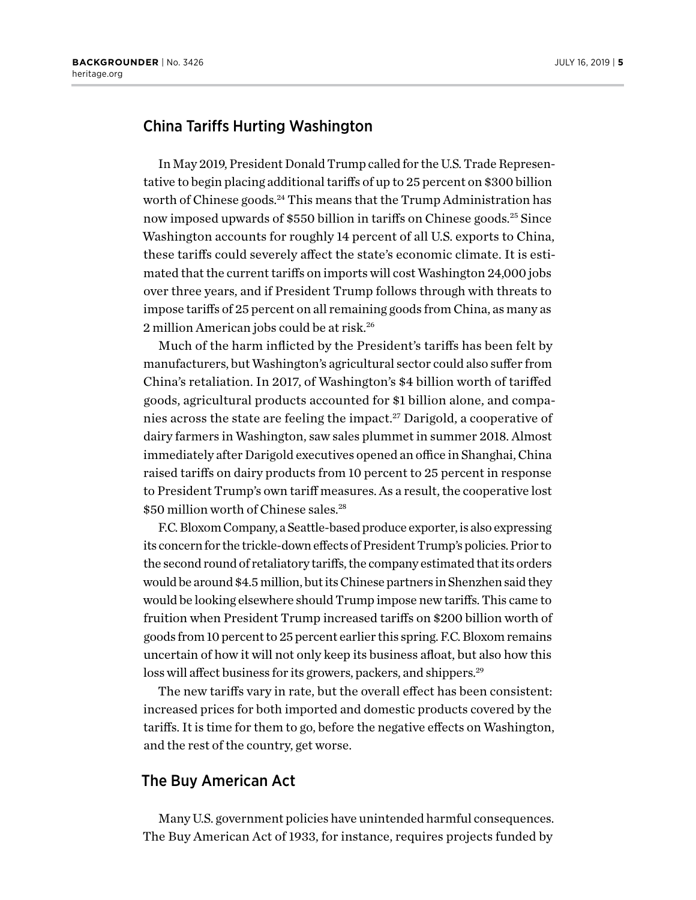## China Tariffs Hurting Washington

In May 2019, President Donald Trump called for the U.S. Trade Representative to begin placing additional tariffs of up to 25 percent on $300 billion worth of Chinese goods.[24] This means that the Trump Administration has now imposed upwards of $550 billion in tariffs on Chinese goods.[25] Since Washington accounts for roughly 14 percent of all U.S. exports to China, these tariffs could severely affect the state's economic climate. It is estimated that the current tariffs on imports will cost Washington 24,000 jobs over three years, and if President Trump follows through with threats to impose tariffs of 25 percent on all remaining goods from China, as many as 2 million American jobs could be at risk.[26]

Much of the harm inflicted by the President's tariffs has been felt by manufacturers, but Washington's agricultural sector could also suffer from China's retaliation. In 2017, of Washington's $4 billion worth of tariffed goods, agricultural products accounted for $1 billion alone, and companies across the state are feeling the impact.[27] Darigold, a cooperative of dairy farmers in Washington, saw sales plummet in summer 2018. Almost immediately after Darigold executives opened an office in Shanghai, China raised tariffs on dairy products from 10 percent to 25 percent in response to President Trump's own tariff measures. As a result, the cooperative lost $50 million worth of Chinese sales.[28]

F.C. Bloxom Company, a Seattle-based produce exporter, is also expressing its concern for the trickle-down effects of President Trump's policies. Prior to the second round of retaliatory tariffs, the company estimated that its orders would be around $4.5 million, but its Chinese partners in Shenzhen said they would be looking elsewhere should Trump impose new tariffs. This came to fruition when President Trump increased tariffs on $200 billion worth of goods from 10 percent to 25 percent earlier this spring. F.C. Bloxom remains uncertain of how it will not only keep its business afloat, but also how this loss will affect business for its growers, packers, and shippers.[29]

The new tariffs vary in rate, but the overall effect has been consistent: increased prices for both imported and domestic products covered by the tariffs. It is time for them to go, before the negative effects on Washington, and the rest of the country, get worse.

## The Buy American Act

Many U.S. government policies have unintended harmful consequences. The Buy American Act of 1933, for instance, requires projects funded by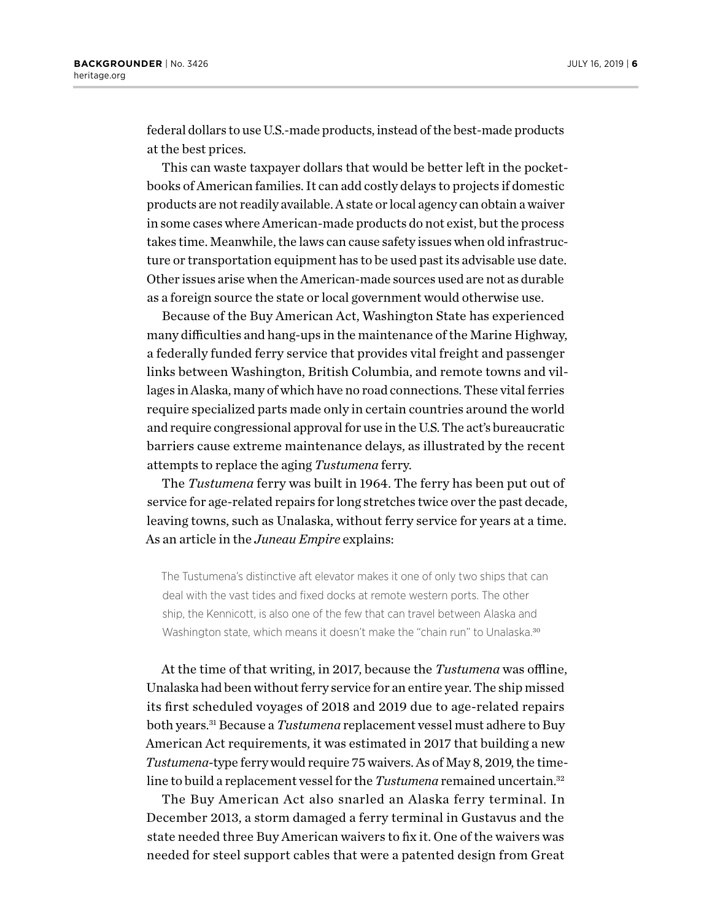federal dollars to use U.S.-made products, instead of the best-made products at the best prices.

This can waste taxpayer dollars that would be better left in the pocketbooks of American families. It can add costly delays to projects if domestic products are not readily available. A state or local agency can obtain a waiver in some cases where American-made products do not exist, but the process takes time. Meanwhile, the laws can cause safety issues when old infrastructure or transportation equipment has to be used past its advisable use date. Other issues arise when the American-made sources used are not as durable as a foreign source the state or local government would otherwise use.

Because of the Buy American Act, Washington State has experienced many difficulties and hang-ups in the maintenance of the Marine Highway, a federally funded ferry service that provides vital freight and passenger links between Washington, British Columbia, and remote towns and villages in Alaska, many of which have no road connections. These vital ferries require specialized parts made only in certain countries around the world and require congressional approval for use in the U.S. The act's bureaucratic barriers cause extreme maintenance delays, as illustrated by the recent attempts to replace the aging *Tustumena* ferry.

The *Tustumena* ferry was built in 1964. The ferry has been put out of service for age-related repairs for long stretches twice over the past decade, leaving towns, such as Unalaska, without ferry service for years at a time. As an article in the *Juneau Empire* explains:

> The Tustumena's distinctive aft elevator makes it one of only two ships that can deal with the vast tides and fixed docks at remote western ports. The other ship, the Kennicott, is also one of the few that can travel between Alaska and Washington state, which means it doesn't make the "chain run" to Unalaska.[30]

At the time of that writing, in 2017, because the *Tustumena* was offline, Unalaska had been without ferry service for an entire year. The ship missed its first scheduled voyages of 2018 and 2019 due to age-related repairs both years.[31] Because a *Tustumena* replacement vessel must adhere to Buy American Act requirements, it was estimated in 2017 that building a new *Tustumena*-type ferry would require 75 waivers. As of May 8, 2019, the timeline to build a replacement vessel for the *Tustumena* remained uncertain.[32]

The Buy American Act also snarled an Alaska ferry terminal. In December 2013, a storm damaged a ferry terminal in Gustavus and the state needed three Buy American waivers to fix it. One of the waivers was needed for steel support cables that were a patented design from Great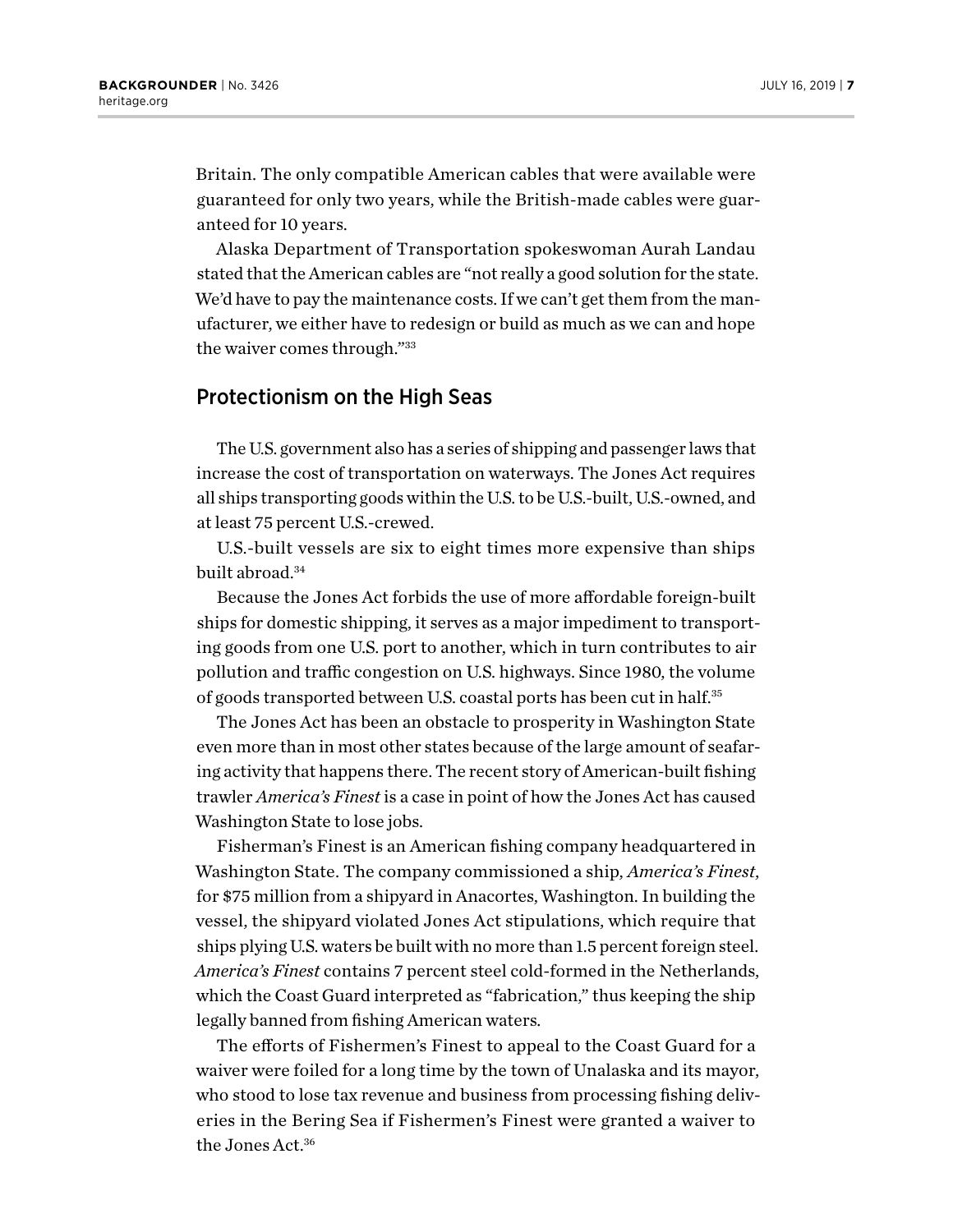Britain. The only compatible American cables that were available were guaranteed for only two years, while the British-made cables were guaranteed for 10 years.

Alaska Department of Transportation spokeswoman Aurah Landau stated that the American cables are "not really a good solution for the state. We'd have to pay the maintenance costs. If we can't get them from the manufacturer, we either have to redesign or build as much as we can and hope the waiver comes through."[33]

## Protectionism on the High Seas

The U.S. government also has a series of shipping and passenger laws that increase the cost of transportation on waterways. The Jones Act requires all ships transporting goods within the U.S. to be U.S.-built, U.S.-owned, and at least 75 percent U.S.-crewed.

U.S.-built vessels are six to eight times more expensive than ships built abroad.[34]

Because the Jones Act forbids the use of more affordable foreign-built ships for domestic shipping, it serves as a major impediment to transporting goods from one U.S. port to another, which in turn contributes to air pollution and traffic congestion on U.S. highways. Since 1980, the volume of goods transported between U.S. coastal ports has been cut in half.[35]

The Jones Act has been an obstacle to prosperity in Washington State even more than in most other states because of the large amount of seafaring activity that happens there. The recent story of American-built fishing trawler *America's Finest* is a case in point of how the Jones Act has caused Washington State to lose jobs.

Fisherman's Finest is an American fishing company headquartered in Washington State. The company commissioned a ship, *America's Finest*, for $75 million from a shipyard in Anacortes, Washington. In building the vessel, the shipyard violated Jones Act stipulations, which require that ships plying U.S. waters be built with no more than 1.5 percent foreign steel. *America's Finest* contains 7 percent steel cold-formed in the Netherlands, which the Coast Guard interpreted as "fabrication," thus keeping the ship legally banned from fishing American waters.

The efforts of Fishermen's Finest to appeal to the Coast Guard for a waiver were foiled for a long time by the town of Unalaska and its mayor, who stood to lose tax revenue and business from processing fishing deliveries in the Bering Sea if Fishermen's Finest were granted a waiver to the Jones Act.[36]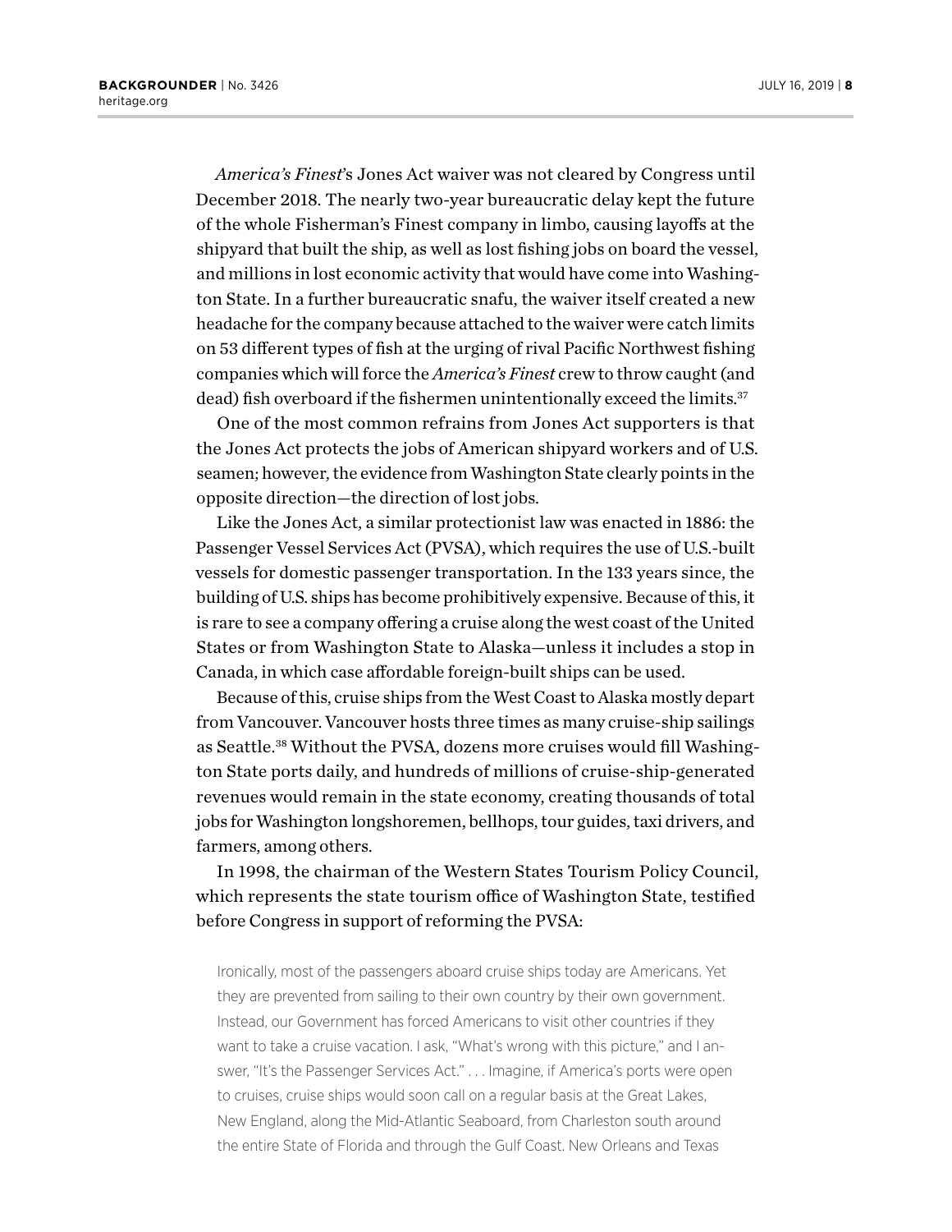*America's Finest*'s Jones Act waiver was not cleared by Congress until December 2018. The nearly two-year bureaucratic delay kept the future of the whole Fisherman's Finest company in limbo, causing layoffs at the shipyard that built the ship, as well as lost fishing jobs on board the vessel, and millions in lost economic activity that would have come into Washington State. In a further bureaucratic snafu, the waiver itself created a new headache for the company because attached to the waiver were catch limits on 53 different types of fish at the urging of rival Pacific Northwest fishing companies which will force the *America's Finest* crew to throw caught (and dead) fish overboard if the fishermen unintentionally exceed the limits.[37]

One of the most common refrains from Jones Act supporters is that the Jones Act protects the jobs of American shipyard workers and of U.S. seamen; however, the evidence from Washington State clearly points in the opposite direction—the direction of lost jobs.

Like the Jones Act, a similar protectionist law was enacted in 1886: the Passenger Vessel Services Act (PVSA), which requires the use of U.S.-built vessels for domestic passenger transportation. In the 133 years since, the building of U.S. ships has become prohibitively expensive. Because of this, it is rare to see a company offering a cruise along the west coast of the United States or from Washington State to Alaska—unless it includes a stop in Canada, in which case affordable foreign-built ships can be used.

Because of this, cruise ships from the West Coast to Alaska mostly depart from Vancouver. Vancouver hosts three times as many cruise-ship sailings as Seattle.[38] Without the PVSA, dozens more cruises would fill Washington State ports daily, and hundreds of millions of cruise-ship-generated revenues would remain in the state economy, creating thousands of total jobs for Washington longshoremen, bellhops, tour guides, taxi drivers, and farmers, among others.

In 1998, the chairman of the Western States Tourism Policy Council, which represents the state tourism office of Washington State, testified before Congress in support of reforming the PVSA:

> Ironically, most of the passengers aboard cruise ships today are Americans. Yet they are prevented from sailing to their own country by their own government. Instead, our Government has forced Americans to visit other countries if they want to take a cruise vacation. I ask, "What's wrong with this picture," and I answer, "It's the Passenger Services Act." . . . Imagine, if America's ports were open to cruises, cruise ships would soon call on a regular basis at the Great Lakes, New England, along the Mid-Atlantic Seaboard, from Charleston south around the entire State of Florida and through the Gulf Coast. New Orleans and Texas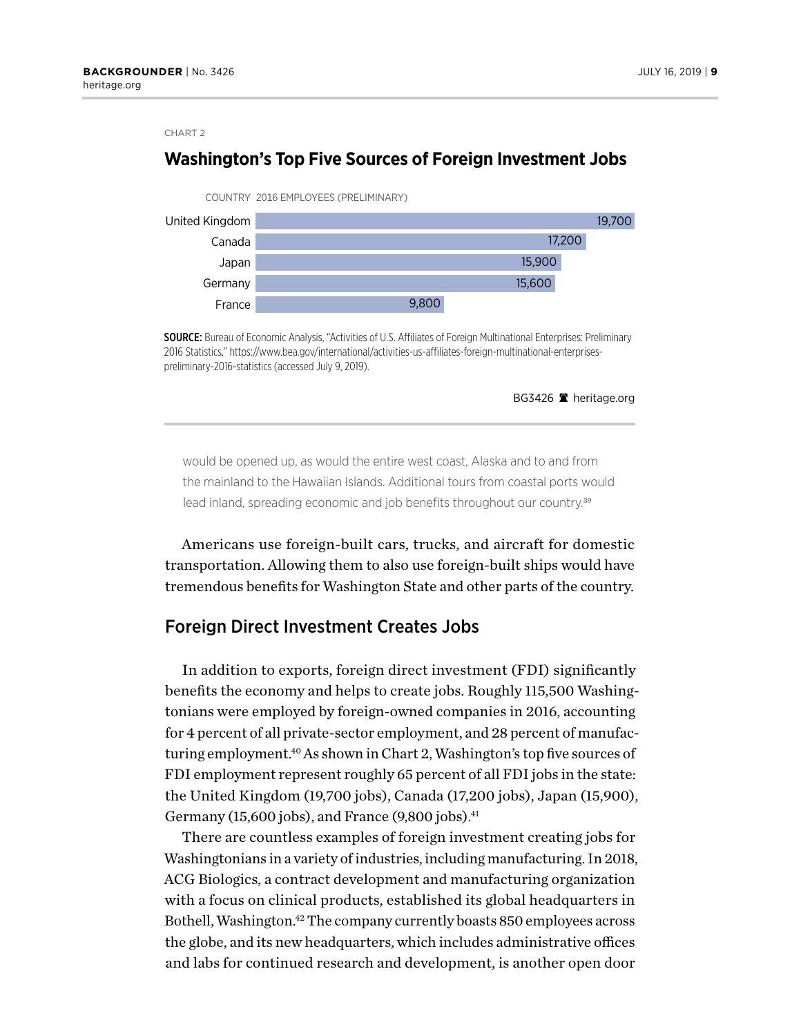CHART 2

### Washington's Top Five Sources of Foreign Investment Jobs

| COUNTRY | 2016 EMPLOYEES (PRELIMINARY) |
|---|---|
| United Kingdom | 19,700 |
| Canada | 17,200 |
| Japan | 15,900 |
| Germany | 15,600 |
| France | 9,800 |

**SOURCE:** Bureau of Economic Analysis, "Activities of U.S. Affiliates of Foreign Multinational Enterprises: Preliminary 2016 Statistics," https://www.bea.gov/international/activities-us-affiliates-foreign-multinational-enterprises-preliminary-2016-statistics (accessed July 9, 2019).

BG3426 heritage.org

> would be opened up, as would the entire west coast, Alaska and to and from the mainland to the Hawaiian Islands. Additional tours from coastal ports would lead inland, spreading economic and job benefits throughout our country.[39]

Americans use foreign-built cars, trucks, and aircraft for domestic transportation. Allowing them to also use foreign-built ships would have tremendous benefits for Washington State and other parts of the country.

## Foreign Direct Investment Creates Jobs

In addition to exports, foreign direct investment (FDI) significantly benefits the economy and helps to create jobs. Roughly 115,500 Washingtonians were employed by foreign-owned companies in 2016, accounting for 4 percent of all private-sector employment, and 28 percent of manufacturing employment.[40] As shown in Chart 2, Washington's top five sources of FDI employment represent roughly 65 percent of all FDI jobs in the state: the United Kingdom (19,700 jobs), Canada (17,200 jobs), Japan (15,900), Germany (15,600 jobs), and France (9,800 jobs).[41]

There are countless examples of foreign investment creating jobs for Washingtonians in a variety of industries, including manufacturing. In 2018, ACG Biologics, a contract development and manufacturing organization with a focus on clinical products, established its global headquarters in Bothell, Washington.[42] The company currently boasts 850 employees across the globe, and its new headquarters, which includes administrative offices and labs for continued research and development, is another open door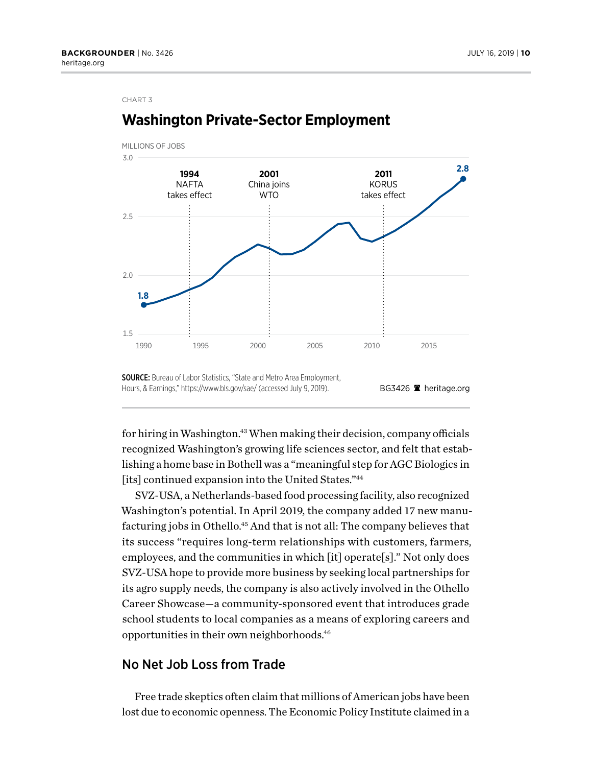CHART 3

## Washington Private-Sector Employment

MILLIONS OF JOBS

SOURCE: Bureau of Labor Statistics, "State and Metro Area Employment, Hours, & Earnings," https://www.bls.gov/sae/ (accessed July 9, 2019).

BG3426 heritage.org

for hiring in Washington.[43] When making their decision, company officials recognized Washington's growing life sciences sector, and felt that establishing a home base in Bothell was a "meaningful step for AGC Biologics in [its] continued expansion into the United States."[44]

SVZ-USA, a Netherlands-based food processing facility, also recognized Washington's potential. In April 2019, the company added 17 new manufacturing jobs in Othello.[45] And that is not all: The company believes that its success "requires long-term relationships with customers, farmers, employees, and the communities in which [it] operate[s]." Not only does SVZ-USA hope to provide more business by seeking local partnerships for its agro supply needs, the company is also actively involved in the Othello Career Showcase—a community-sponsored event that introduces grade school students to local companies as a means of exploring careers and opportunities in their own neighborhoods.[46]

## No Net Job Loss from Trade

Free trade skeptics often claim that millions of American jobs have been lost due to economic openness. The Economic Policy Institute claimed in a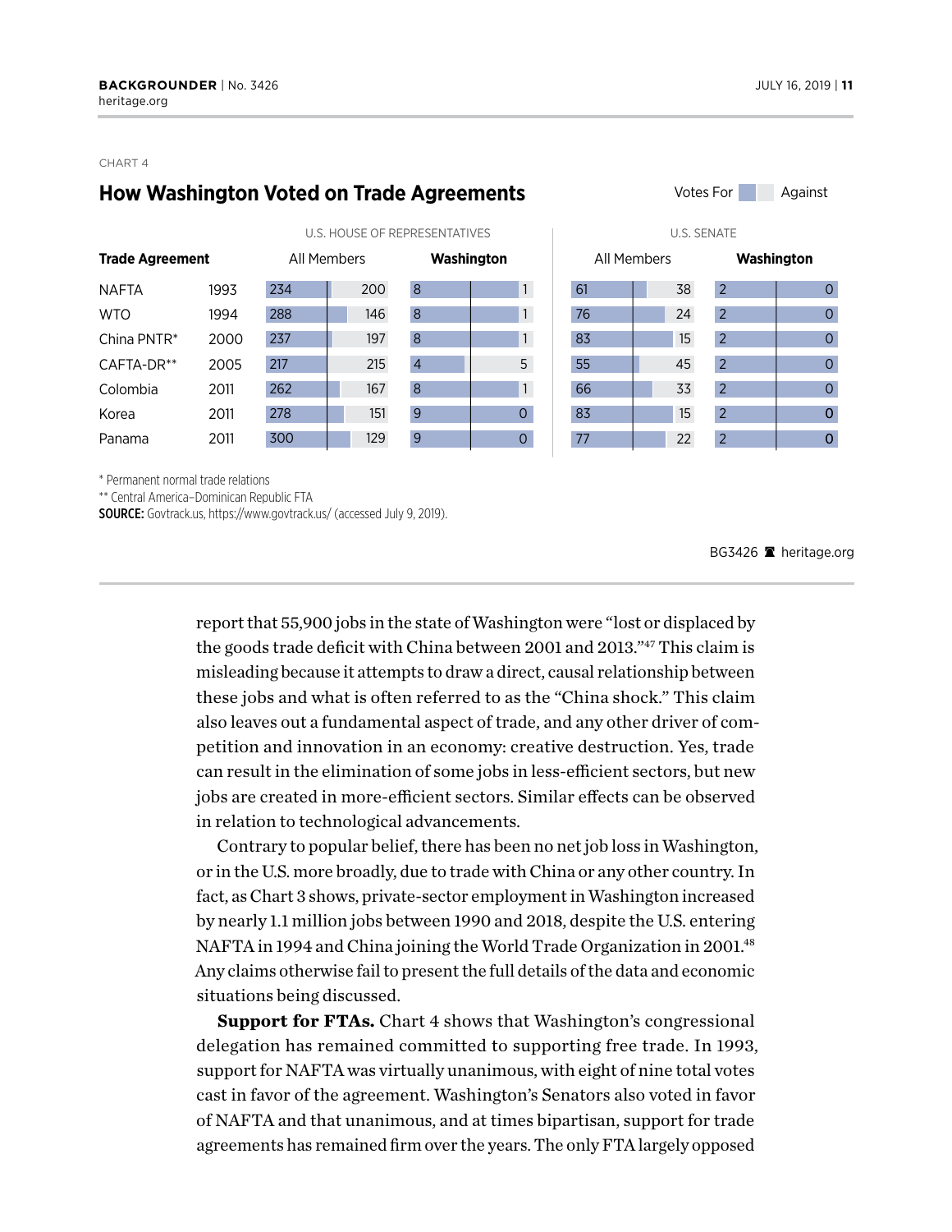CHART 4

## How Washington Voted on Trade Agreements

Votes For / Against

| Trade Agreement | | U.S. House of Representatives: All Members (For) | (Against) | Washington (For) | (Against) | U.S. Senate: All Members (For) | (Against) | Washington (For) | (Against) |
|---|---|---|---|---|---|---|---|---|---|
| NAFTA | 1993 | 234 | 200 | 8 | 1 | 61 | 38 | 2 | 0 |
| WTO | 1994 | 288 | 146 | 8 | 1 | 76 | 24 | 2 | 0 |
| China PNTR* | 2000 | 237 | 197 | 8 | 1 | 83 | 15 | 2 | 0 |
| CAFTA-DR** | 2005 | 217 | 215 | 4 | 5 | 55 | 45 | 2 | 0 |
| Colombia | 2011 | 262 | 167 | 8 | 1 | 66 | 33 | 2 | 0 |
| Korea | 2011 | 278 | 151 | 9 | 0 | 83 | 15 | 2 | 0 |
| Panama | 2011 | 300 | 129 | 9 | 0 | 77 | 22 | 2 | 0 |

\* Permanent normal trade relations
\*\* Central America–Dominican Republic FTA
**SOURCE:** Govtrack.us, https://www.govtrack.us/ (accessed July 9, 2019).

BG3426 heritage.org

report that 55,900 jobs in the state of Washington were "lost or displaced by the goods trade deficit with China between 2001 and 2013."[47] This claim is misleading because it attempts to draw a direct, causal relationship between these jobs and what is often referred to as the "China shock." This claim also leaves out a fundamental aspect of trade, and any other driver of competition and innovation in an economy: creative destruction. Yes, trade can result in the elimination of some jobs in less-efficient sectors, but new jobs are created in more-efficient sectors. Similar effects can be observed in relation to technological advancements.

Contrary to popular belief, there has been no net job loss in Washington, or in the U.S. more broadly, due to trade with China or any other country. In fact, as Chart 3 shows, private-sector employment in Washington increased by nearly 1.1 million jobs between 1990 and 2018, despite the U.S. entering NAFTA in 1994 and China joining the World Trade Organization in 2001.[48] Any claims otherwise fail to present the full details of the data and economic situations being discussed.

**Support for FTAs.** Chart 4 shows that Washington's congressional delegation has remained committed to supporting free trade. In 1993, support for NAFTA was virtually unanimous, with eight of nine total votes cast in favor of the agreement. Washington's Senators also voted in favor of NAFTA and that unanimous, and at times bipartisan, support for trade agreements has remained firm over the years. The only FTA largely opposed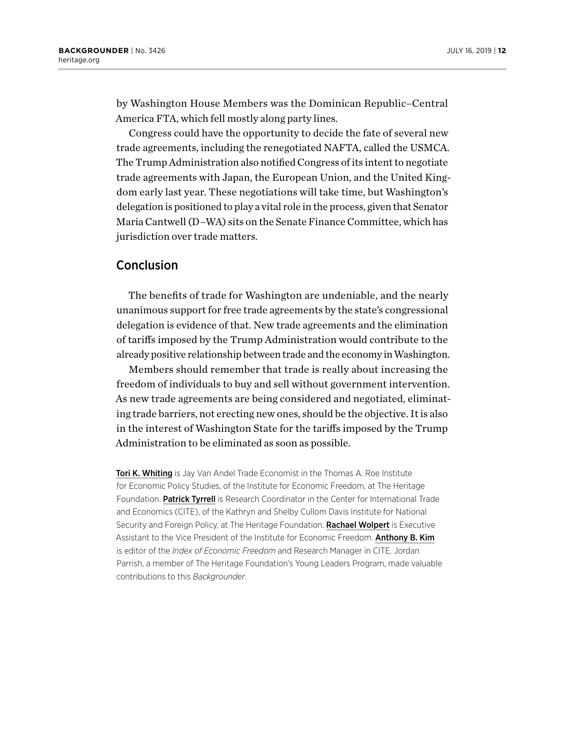by Washington House Members was the Dominican Republic–Central America FTA, which fell mostly along party lines.

Congress could have the opportunity to decide the fate of several new trade agreements, including the renegotiated NAFTA, called the USMCA. The Trump Administration also notified Congress of its intent to negotiate trade agreements with Japan, the European Union, and the United Kingdom early last year. These negotiations will take time, but Washington's delegation is positioned to play a vital role in the process, given that Senator Maria Cantwell (D–WA) sits on the Senate Finance Committee, which has jurisdiction over trade matters.

## Conclusion

The benefits of trade for Washington are undeniable, and the nearly unanimous support for free trade agreements by the state's congressional delegation is evidence of that. New trade agreements and the elimination of tariffs imposed by the Trump Administration would contribute to the already positive relationship between trade and the economy in Washington.

Members should remember that trade is really about increasing the freedom of individuals to buy and sell without government intervention. As new trade agreements are being considered and negotiated, eliminating trade barriers, not erecting new ones, should be the objective. It is also in the interest of Washington State for the tariffs imposed by the Trump Administration to be eliminated as soon as possible.

**Tori K. Whiting** is Jay Van Andel Trade Economist in the Thomas A. Roe Institute for Economic Policy Studies, of the Institute for Economic Freedom, at The Heritage Foundation. **Patrick Tyrrell** is Research Coordinator in the Center for International Trade and Economics (CITE), of the Kathryn and Shelby Cullom Davis Institute for National Security and Foreign Policy, at The Heritage Foundation. **Rachael Wolpert** is Executive Assistant to the Vice President of the Institute for Economic Freedom. **Anthony B. Kim** is editor of the *Index of Economic Freedom* and Research Manager in CITE. Jordan Parrish, a member of The Heritage Foundation's Young Leaders Program, made valuable contributions to this *Backgrounder*.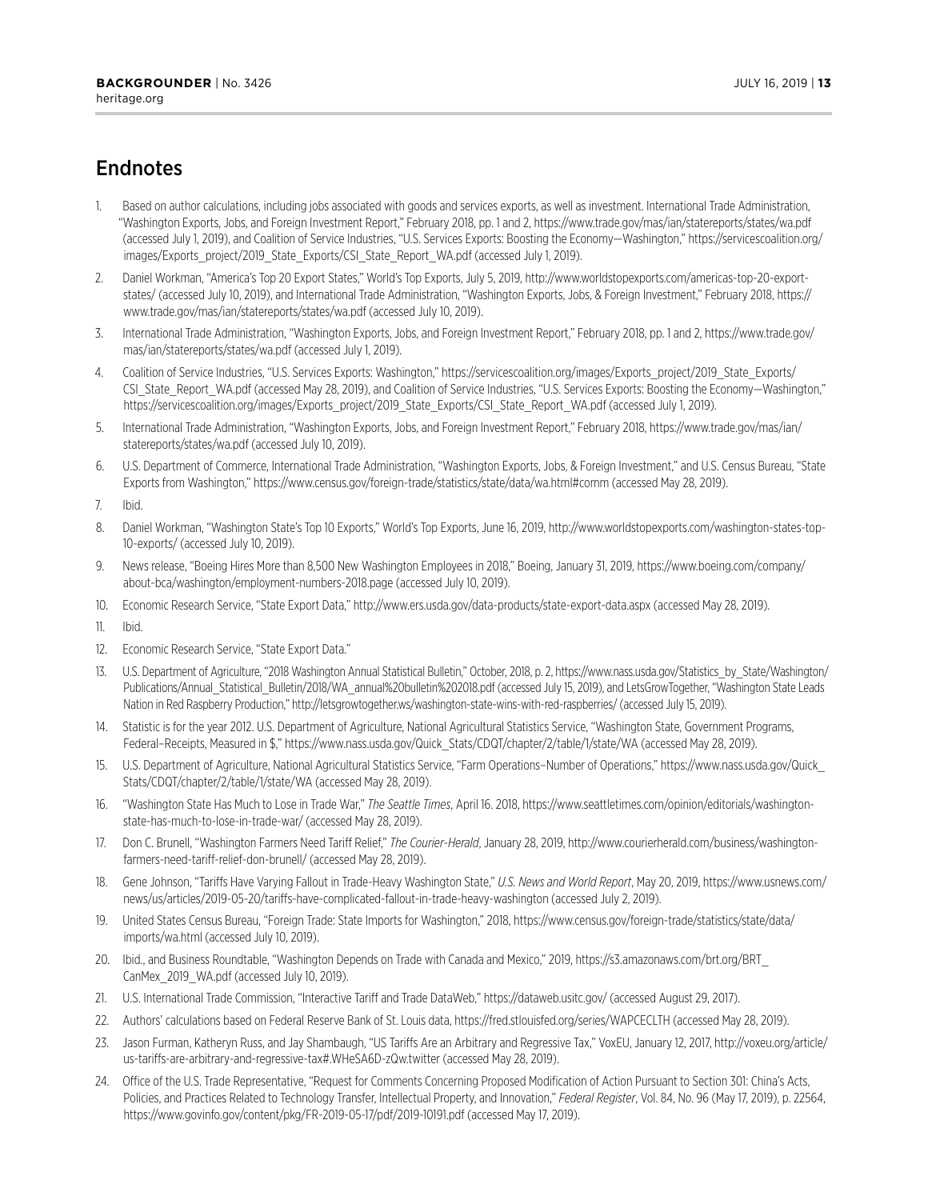## Endnotes

1. Based on author calculations, including jobs associated with goods and services exports, as well as investment. International Trade Administration, "Washington Exports, Jobs, and Foreign Investment Report," February 2018, pp. 1 and 2, https://www.trade.gov/mas/ian/statereports/states/wa.pdf (accessed July 1, 2019), and Coalition of Service Industries, "U.S. Services Exports: Boosting the Economy—Washington," https://servicescoalition.org/images/Exports_project/2019_State_Exports/CSI_State_Report_WA.pdf (accessed July 1, 2019).
2. Daniel Workman, "America's Top 20 Export States," World's Top Exports, July 5, 2019, http://www.worldstopexports.com/americas-top-20-export-states/ (accessed July 10, 2019), and International Trade Administration, "Washington Exports, Jobs, & Foreign Investment," February 2018, https://www.trade.gov/mas/ian/statereports/states/wa.pdf (accessed July 10, 2019).
3. International Trade Administration, "Washington Exports, Jobs, and Foreign Investment Report," February 2018, pp. 1 and 2, https://www.trade.gov/mas/ian/statereports/states/wa.pdf (accessed July 1, 2019).
4. Coalition of Service Industries, "U.S. Services Exports: Washington," https://servicescoalition.org/images/Exports_project/2019_State_Exports/CSI_State_Report_WA.pdf (accessed May 28, 2019), and Coalition of Service Industries, "U.S. Services Exports: Boosting the Economy—Washington," https://servicescoalition.org/images/Exports_project/2019_State_Exports/CSI_State_Report_WA.pdf (accessed July 1, 2019).
5. International Trade Administration, "Washington Exports, Jobs, and Foreign Investment Report," February 2018, https://www.trade.gov/mas/ian/statereports/states/wa.pdf (accessed July 10, 2019).
6. U.S. Department of Commerce, International Trade Administration, "Washington Exports, Jobs, & Foreign Investment," and U.S. Census Bureau, "State Exports from Washington," https://www.census.gov/foreign-trade/statistics/state/data/wa.html#comm (accessed May 28, 2019).
7. Ibid.
8. Daniel Workman, "Washington State's Top 10 Exports," World's Top Exports, June 16, 2019, http://www.worldstopexports.com/washington-states-top-10-exports/ (accessed July 10, 2019).
9. News release, "Boeing Hires More than 8,500 New Washington Employees in 2018," Boeing, January 31, 2019, https://www.boeing.com/company/about-bca/washington/employment-numbers-2018.page (accessed July 10, 2019).
10. Economic Research Service, "State Export Data," http://www.ers.usda.gov/data-products/state-export-data.aspx (accessed May 28, 2019).
11. Ibid.
12. Economic Research Service, "State Export Data."
13. U.S. Department of Agriculture, "2018 Washington Annual Statistical Bulletin," October, 2018, p. 2, https://www.nass.usda.gov/Statistics_by_State/Washington/Publications/Annual_Statistical_Bulletin/2018/WA_annual%20bulletin%202018.pdf (accessed July 15, 2019), and LetsGrowTogether, "Washington State Leads Nation in Red Raspberry Production," http://letsgrowtogether.ws/washington-state-wins-with-red-raspberries/ (accessed July 15, 2019).
14. Statistic is for the year 2012. U.S. Department of Agriculture, National Agricultural Statistics Service, "Washington State, Government Programs, Federal–Receipts, Measured in $," https://www.nass.usda.gov/Quick_Stats/CDQT/chapter/2/table/1/state/WA (accessed May 28, 2019).
15. U.S. Department of Agriculture, National Agricultural Statistics Service, "Farm Operations–Number of Operations," https://www.nass.usda.gov/Quick_Stats/CDQT/chapter/2/table/1/state/WA (accessed May 28, 2019).
16. "Washington State Has Much to Lose in Trade War," *The Seattle Times*, April 16. 2018, https://www.seattletimes.com/opinion/editorials/washington-state-has-much-to-lose-in-trade-war/ (accessed May 28, 2019).
17. Don C. Brunell, "Washington Farmers Need Tariff Relief," *The Courier-Herald*, January 28, 2019, http://www.courierherald.com/business/washington-farmers-need-tariff-relief-don-brunell/ (accessed May 28, 2019).
18. Gene Johnson, "Tariffs Have Varying Fallout in Trade-Heavy Washington State," *U.S. News and World Report*, May 20, 2019, https://www.usnews.com/news/us/articles/2019-05-20/tariffs-have-complicated-fallout-in-trade-heavy-washington (accessed July 2, 2019).
19. United States Census Bureau, "Foreign Trade: State Imports for Washington," 2018, https://www.census.gov/foreign-trade/statistics/state/data/imports/wa.html (accessed July 10, 2019).
20. Ibid., and Business Roundtable, "Washington Depends on Trade with Canada and Mexico," 2019, https://s3.amazonaws.com/brt.org/BRT_CanMex_2019_WA.pdf (accessed July 10, 2019).
21. U.S. International Trade Commission, "Interactive Tariff and Trade DataWeb," https://dataweb.usitc.gov/ (accessed August 29, 2017).
22. Authors' calculations based on Federal Reserve Bank of St. Louis data, https://fred.stlouisfed.org/series/WAPCECLTH (accessed May 28, 2019).
23. Jason Furman, Katheryn Russ, and Jay Shambaugh, "US Tariffs Are an Arbitrary and Regressive Tax," VoxEU, January 12, 2017, http://voxeu.org/article/us-tariffs-are-arbitrary-and-regressive-tax#.WHeSA6D-zQw.twitter (accessed May 28, 2019).
24. Office of the U.S. Trade Representative, "Request for Comments Concerning Proposed Modification of Action Pursuant to Section 301: China's Acts, Policies, and Practices Related to Technology Transfer, Intellectual Property, and Innovation," *Federal Register*, Vol. 84, No. 96 (May 17, 2019), p. 22564, https://www.govinfo.gov/content/pkg/FR-2019-05-17/pdf/2019-10191.pdf (accessed May 17, 2019).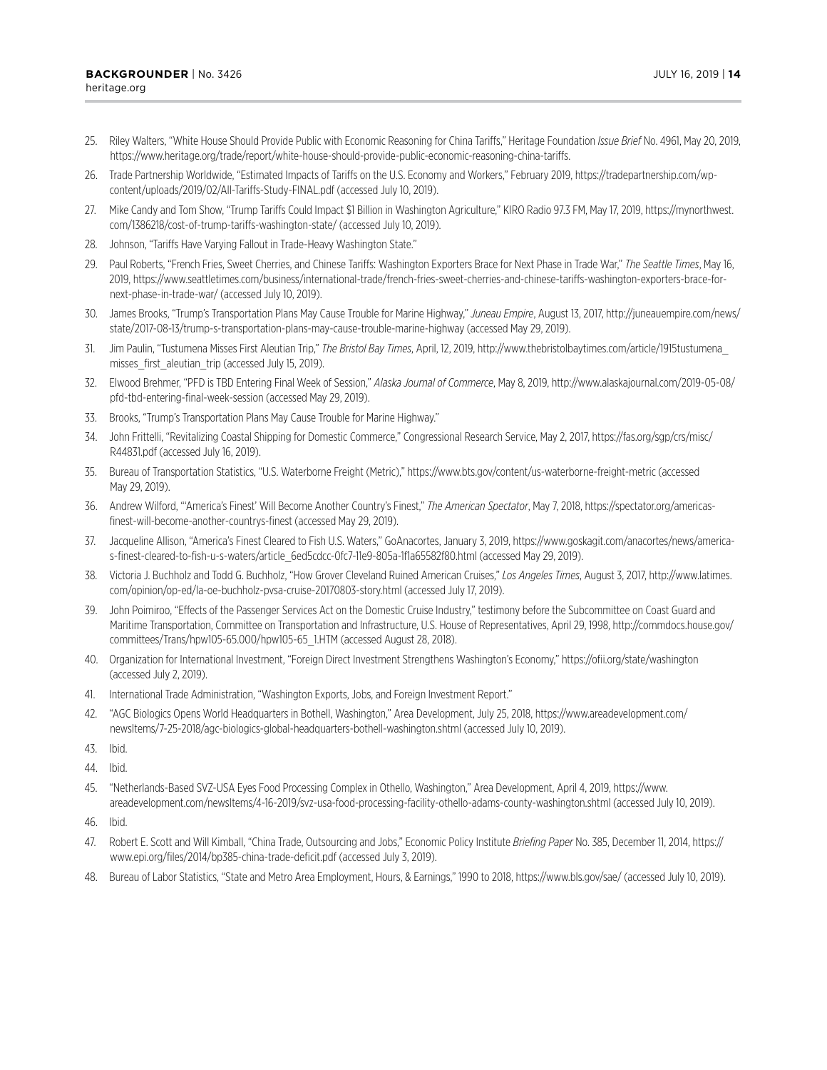25. Riley Walters, "White House Should Provide Public with Economic Reasoning for China Tariffs," Heritage Foundation *Issue Brief* No. 4961, May 20, 2019, https://www.heritage.org/trade/report/white-house-should-provide-public-economic-reasoning-china-tariffs.
26. Trade Partnership Worldwide, "Estimated Impacts of Tariffs on the U.S. Economy and Workers," February 2019, https://tradepartnership.com/wp-content/uploads/2019/02/All-Tariffs-Study-FINAL.pdf (accessed July 10, 2019).
27. Mike Candy and Tom Show, "Trump Tariffs Could Impact $1 Billion in Washington Agriculture," KIRO Radio 97.3 FM, May 17, 2019, https://mynorthwest.com/1386218/cost-of-trump-tariffs-washington-state/ (accessed July 10, 2019).
28. Johnson, "Tariffs Have Varying Fallout in Trade-Heavy Washington State."
29. Paul Roberts, "French Fries, Sweet Cherries, and Chinese Tariffs: Washington Exporters Brace for Next Phase in Trade War," *The Seattle Times*, May 16, 2019, https://www.seattletimes.com/business/international-trade/french-fries-sweet-cherries-and-chinese-tariffs-washington-exporters-brace-for-next-phase-in-trade-war/ (accessed July 10, 2019).
30. James Brooks, "Trump's Transportation Plans May Cause Trouble for Marine Highway," *Juneau Empire*, August 13, 2017, http://juneauempire.com/news/state/2017-08-13/trump-s-transportation-plans-may-cause-trouble-marine-highway (accessed May 29, 2019).
31. Jim Paulin, "Tustumena Misses First Aleutian Trip," *The Bristol Bay Times*, April, 12, 2019, http://www.thebristolbaytimes.com/article/1915tustumena_misses_first_aleutian_trip (accessed July 15, 2019).
32. Elwood Brehmer, "PFD is TBD Entering Final Week of Session," *Alaska Journal of Commerce*, May 8, 2019, http://www.alaskajournal.com/2019-05-08/pfd-tbd-entering-final-week-session (accessed May 29, 2019).
33. Brooks, "Trump's Transportation Plans May Cause Trouble for Marine Highway."
34. John Frittelli, "Revitalizing Coastal Shipping for Domestic Commerce," Congressional Research Service, May 2, 2017, https://fas.org/sgp/crs/misc/R44831.pdf (accessed July 16, 2019).
35. Bureau of Transportation Statistics, "U.S. Waterborne Freight (Metric)," https://www.bts.gov/content/us-waterborne-freight-metric (accessed May 29, 2019).
36. Andrew Wilford, "'America's Finest' Will Become Another Country's Finest," *The American Spectator*, May 7, 2018, https://spectator.org/americas-finest-will-become-another-countrys-finest (accessed May 29, 2019).
37. Jacqueline Allison, "America's Finest Cleared to Fish U.S. Waters," GoAnacortes, January 3, 2019, https://www.goskagit.com/anacortes/news/america-s-finest-cleared-to-fish-u-s-waters/article_6ed5cdcc-0fc7-11e9-805a-1f1a65582f80.html (accessed May 29, 2019).
38. Victoria J. Buchholz and Todd G. Buchholz, "How Grover Cleveland Ruined American Cruises," *Los Angeles Times*, August 3, 2017, http://www.latimes.com/opinion/op-ed/la-oe-buchholz-pvsa-cruise-20170803-story.html (accessed July 17, 2019).
39. John Poimiroo, "Effects of the Passenger Services Act on the Domestic Cruise Industry," testimony before the Subcommittee on Coast Guard and Maritime Transportation, Committee on Transportation and Infrastructure, U.S. House of Representatives, April 29, 1998, http://commdocs.house.gov/committees/Trans/hpw105-65.000/hpw105-65_1.HTM (accessed August 28, 2018).
40. Organization for International Investment, "Foreign Direct Investment Strengthens Washington's Economy," https://ofii.org/state/washington (accessed July 2, 2019).
41. International Trade Administration, "Washington Exports, Jobs, and Foreign Investment Report."
42. "AGC Biologics Opens World Headquarters in Bothell, Washington," Area Development, July 25, 2018, https://www.areadevelopment.com/newsItems/7-25-2018/agc-biologics-global-headquarters-bothell-washington.shtml (accessed July 10, 2019).
43. Ibid.
44. Ibid.
45. "Netherlands-Based SVZ-USA Eyes Food Processing Complex in Othello, Washington," Area Development, April 4, 2019, https://www.areadevelopment.com/newsItems/4-16-2019/svz-usa-food-processing-facility-othello-adams-county-washington.shtml (accessed July 10, 2019).
46. Ibid.
47. Robert E. Scott and Will Kimball, "China Trade, Outsourcing and Jobs," Economic Policy Institute *Briefing Paper* No. 385, December 11, 2014, https://www.epi.org/files/2014/bp385-china-trade-deficit.pdf (accessed July 3, 2019).
48. Bureau of Labor Statistics, "State and Metro Area Employment, Hours, & Earnings," 1990 to 2018, https://www.bls.gov/sae/ (accessed July 10, 2019).